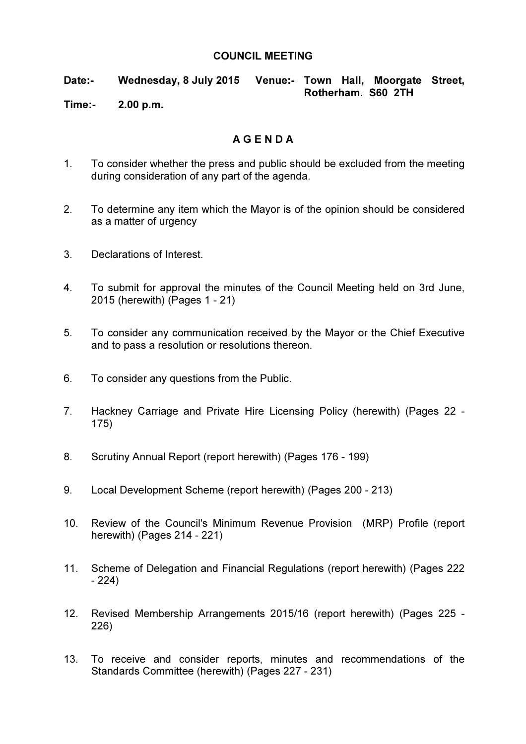# COUNCIL MEETING

**Date:-** **Wednesday, 8 July 2015** **Venue:-** **Town Hall, Moorgate Street, Rotherham. S60 2TH**

**Time:-** **2.00 p.m.**

## A G E N D A

1. To consider whether the press and public should be excluded from the meeting during consideration of any part of the agenda.

2. To determine any item which the Mayor is of the opinion should be considered as a matter of urgency

3. Declarations of Interest.

4. To submit for approval the minutes of the Council Meeting held on 3rd June, 2015 (herewith) (Pages 1 - 21)

5. To consider any communication received by the Mayor or the Chief Executive and to pass a resolution or resolutions thereon.

6. To consider any questions from the Public.

7. Hackney Carriage and Private Hire Licensing Policy (herewith) (Pages 22 - 175)

8. Scrutiny Annual Report (report herewith) (Pages 176 - 199)

9. Local Development Scheme (report herewith) (Pages 200 - 213)

10. Review of the Council's Minimum Revenue Provision (MRP) Profile (report herewith) (Pages 214 - 221)

11. Scheme of Delegation and Financial Regulations (report herewith) (Pages 222 - 224)

12. Revised Membership Arrangements 2015/16 (report herewith) (Pages 225 - 226)

13. To receive and consider reports, minutes and recommendations of the Standards Committee (herewith) (Pages 227 - 231)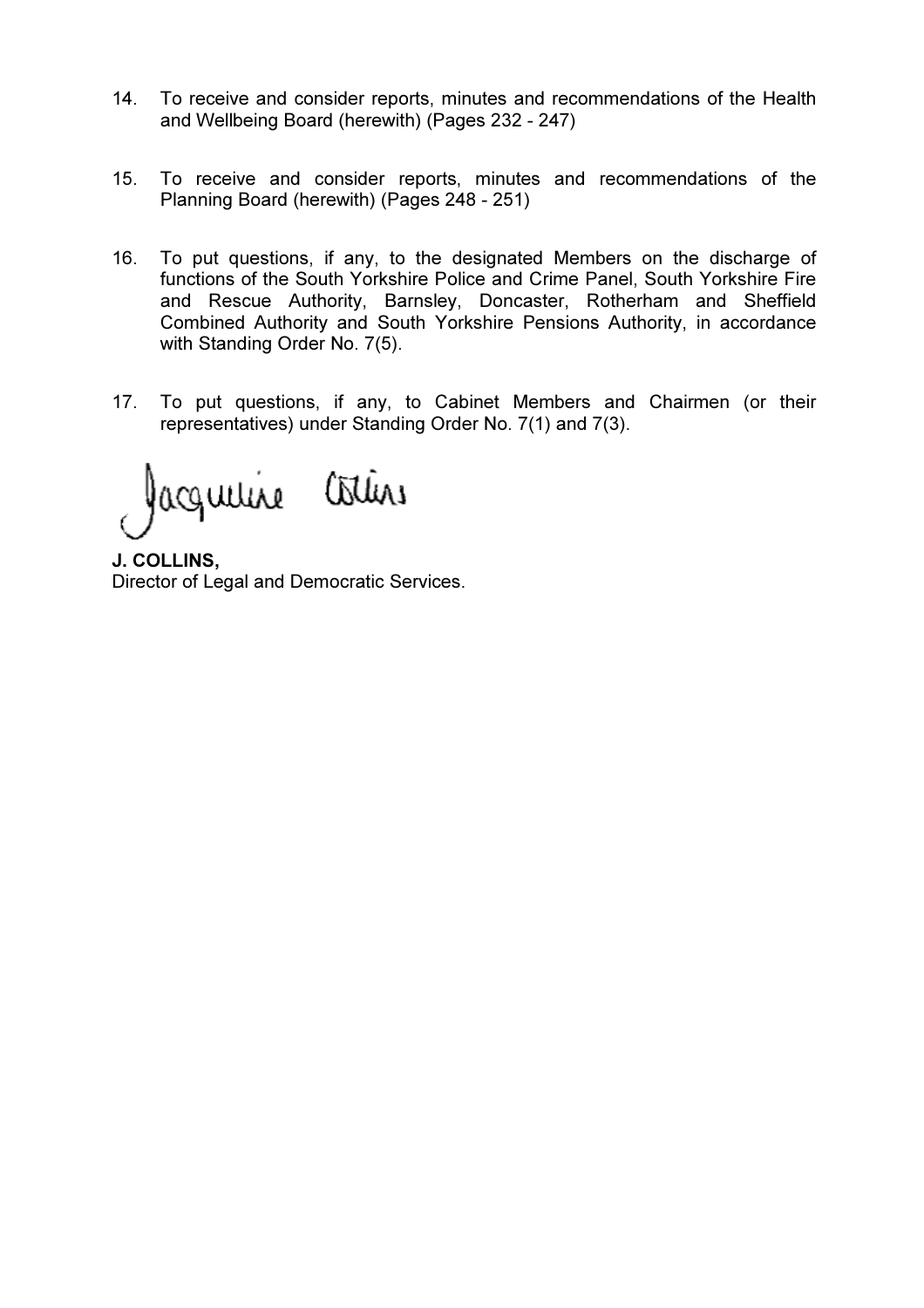14. To receive and consider reports, minutes and recommendations of the Health and Wellbeing Board (herewith) (Pages 232 - 247)

15. To receive and consider reports, minutes and recommendations of the Planning Board (herewith) (Pages 248 - 251)

16. To put questions, if any, to the designated Members on the discharge of functions of the South Yorkshire Police and Crime Panel, South Yorkshire Fire and Rescue Authority, Barnsley, Doncaster, Rotherham and Sheffield Combined Authority and South Yorkshire Pensions Authority, in accordance with Standing Order No. 7(5).

17. To put questions, if any, to Cabinet Members and Chairmen (or their representatives) under Standing Order No. 7(1) and 7(3).

Jacqueline Collins

**J. COLLINS,**
Director of Legal and Democratic Services.